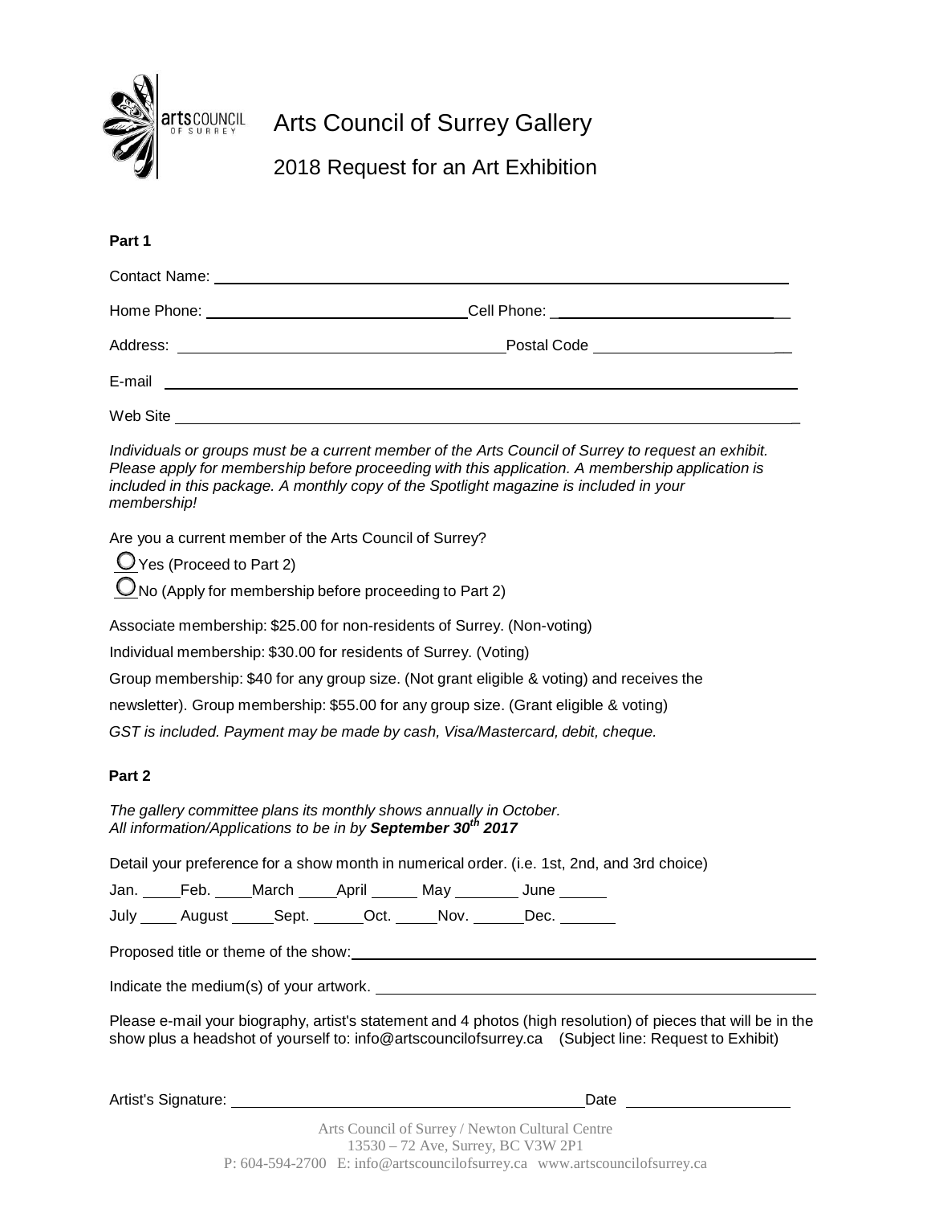# Arts Council of Surrey Gallery

## 2018 Request for an Art Exhibition

**Part 1**

Contact Name: ______________________________________________

Home Phone: ______________________ Cell Phone: ______________________

Address: ______________________________ Postal Code ________________

E-mail ______________________________________________

Web Site ______________________________________________

*Individuals or groups must be a current member of the Arts Council of Surrey to request an exhibit. Please apply for membership before proceeding with this application. A membership application is included in this package. A monthly copy of the Spotlight magazine is included in your membership!*

Are you a current member of the Arts Council of Surrey?

- ◯ Yes (Proceed to Part 2)
- ◯ No (Apply for membership before proceeding to Part 2)

Associate membership: $25.00 for non-residents of Surrey. (Non-voting)

Individual membership: $30.00 for residents of Surrey. (Voting)

Group membership: $40 for any group size. (Not grant eligible & voting) and receives the newsletter). Group membership: $55.00 for any group size. (Grant eligible & voting)

*GST is included. Payment may be made by cash, Visa/Mastercard, debit, cheque.*

**Part 2**

*The gallery committee plans its monthly shows annually in October.*
*All information/Applications to be in by **September 30th 2017***

Detail your preference for a show month in numerical order. (i.e. 1st, 2nd, and 3rd choice)

Jan. ____ Feb. ____ March ____ April _____ May _______ June ______

July ____ August _____ Sept. ______ Oct. _____ Nov. ______ Dec. _______

Proposed title or theme of the show: ______________________________________________

Indicate the medium(s) of your artwork. ______________________________________________

Please e-mail your biography, artist's statement and 4 photos (high resolution) of pieces that will be in the show plus a headshot of yourself to: info@artscouncilofsurrey.ca (Subject line: Request to Exhibit)

Artist's Signature: ______________________________ Date ________________

Arts Council of Surrey / Newton Cultural Centre
13530 – 72 Ave, Surrey, BC V3W 2P1
P: 604-594-2700 E: info@artscouncilofsurrey.ca www.artscouncilofsurrey.ca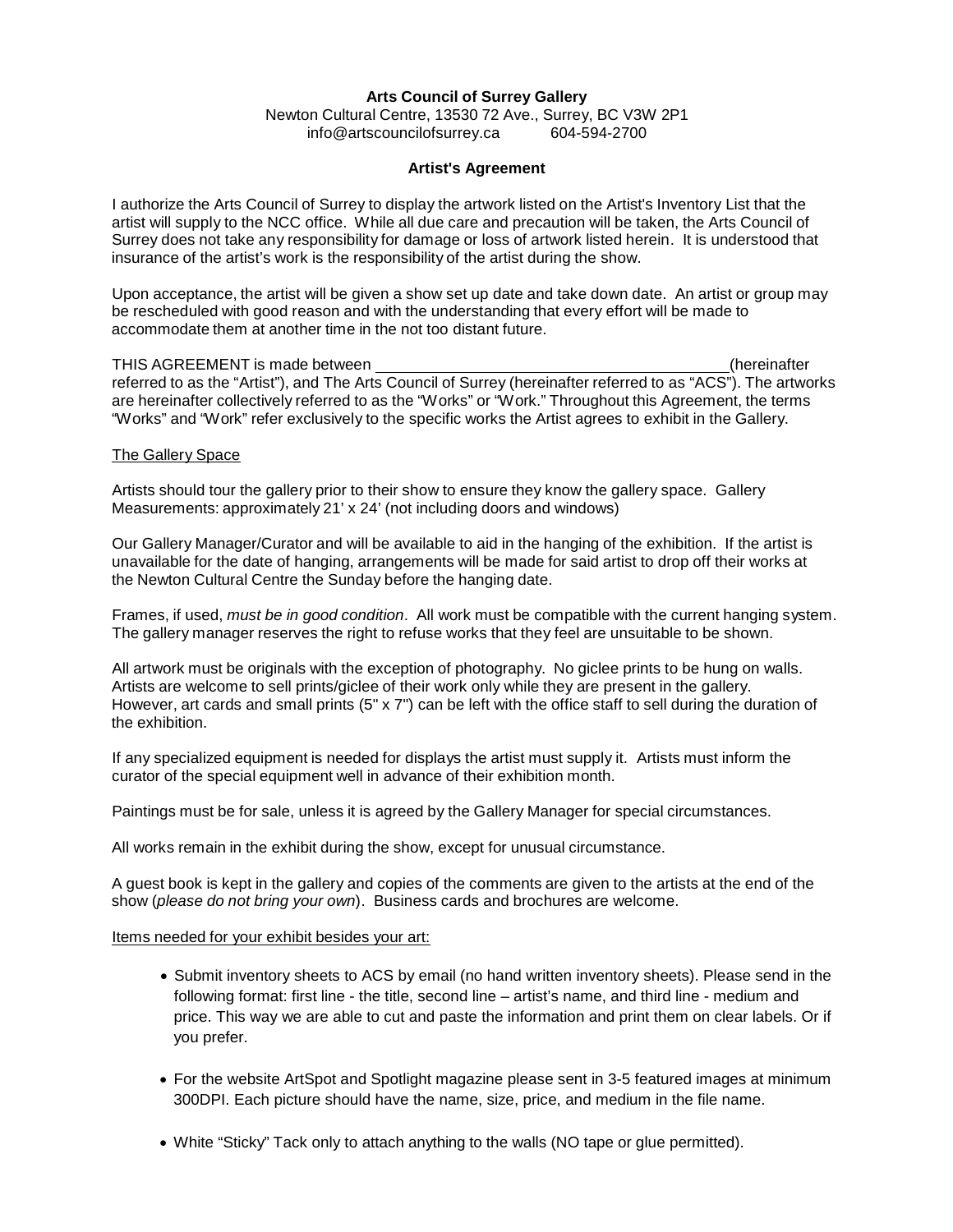**Arts Council of Surrey Gallery**
Newton Cultural Centre, 13530 72 Ave., Surrey, BC V3W 2P1
info@artscouncilofsurrey.ca 604-594-2700

**Artist's Agreement**

I authorize the Arts Council of Surrey to display the artwork listed on the Artist's Inventory List that the artist will supply to the NCC office. While all due care and precaution will be taken, the Arts Council of Surrey does not take any responsibility for damage or loss of artwork listed herein. It is understood that insurance of the artist's work is the responsibility of the artist during the show.

Upon acceptance, the artist will be given a show set up date and take down date. An artist or group may be rescheduled with good reason and with the understanding that every effort will be made to accommodate them at another time in the not too distant future.

THIS AGREEMENT is made between ________________________________________(hereinafter referred to as the "Artist"), and The Arts Council of Surrey (hereinafter referred to as "ACS"). The artworks are hereinafter collectively referred to as the "Works" or "Work." Throughout this Agreement, the terms "Works" and "Work" refer exclusively to the specific works the Artist agrees to exhibit in the Gallery.

<u>The Gallery Space</u>

Artists should tour the gallery prior to their show to ensure they know the gallery space. Gallery Measurements: approximately 21' x 24' (not including doors and windows)

Our Gallery Manager/Curator and will be available to aid in the hanging of the exhibition. If the artist is unavailable for the date of hanging, arrangements will be made for said artist to drop off their works at the Newton Cultural Centre the Sunday before the hanging date.

Frames, if used, *must be in good condition*. All work must be compatible with the current hanging system. The gallery manager reserves the right to refuse works that they feel are unsuitable to be shown.

All artwork must be originals with the exception of photography. No giclee prints to be hung on walls. Artists are welcome to sell prints/giclee of their work only while they are present in the gallery. However, art cards and small prints (5" x 7") can be left with the office staff to sell during the duration of the exhibition.

If any specialized equipment is needed for displays the artist must supply it. Artists must inform the curator of the special equipment well in advance of their exhibition month.

Paintings must be for sale, unless it is agreed by the Gallery Manager for special circumstances.

All works remain in the exhibit during the show, except for unusual circumstance.

A guest book is kept in the gallery and copies of the comments are given to the artists at the end of the show (*please do not bring your own*). Business cards and brochures are welcome.

<u>Items needed for your exhibit besides your art:</u>

- Submit inventory sheets to ACS by email (no hand written inventory sheets). Please send in the following format: first line - the title, second line – artist's name, and third line - medium and price. This way we are able to cut and paste the information and print them on clear labels. Or if you prefer.

- For the website ArtSpot and Spotlight magazine please sent in 3-5 featured images at minimum 300DPI. Each picture should have the name, size, price, and medium in the file name.

- White "Sticky" Tack only to attach anything to the walls (NO tape or glue permitted).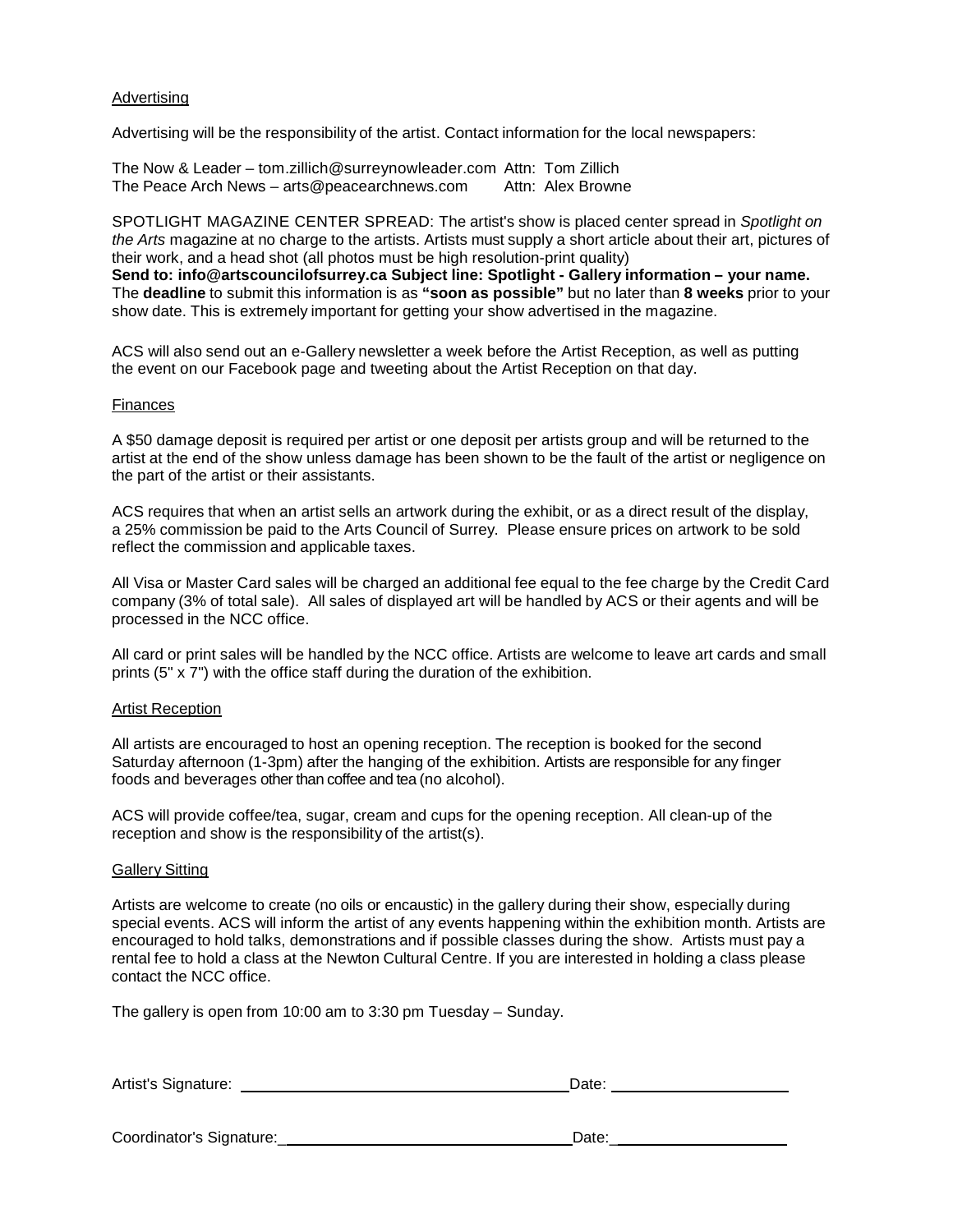## Advertising

Advertising will be the responsibility of the artist. Contact information for the local newspapers:

The Now & Leader – tom.zillich@surreynowleader.com Attn: Tom Zillich
The Peace Arch News – arts@peacearchnews.com Attn: Alex Browne

SPOTLIGHT MAGAZINE CENTER SPREAD: The artist's show is placed center spread in *Spotlight on the Arts* magazine at no charge to the artists. Artists must supply a short article about their art, pictures of their work, and a head shot (all photos must be high resolution-print quality)
**Send to: info@artscouncilofsurrey.ca Subject line: Spotlight - Gallery information – your name.**
The **deadline** to submit this information is as **"soon as possible"** but no later than **8 weeks** prior to your show date. This is extremely important for getting your show advertised in the magazine.

ACS will also send out an e-Gallery newsletter a week before the Artist Reception, as well as putting the event on our Facebook page and tweeting about the Artist Reception on that day.

## Finances

A $50 damage deposit is required per artist or one deposit per artists group and will be returned to the artist at the end of the show unless damage has been shown to be the fault of the artist or negligence on the part of the artist or their assistants.

ACS requires that when an artist sells an artwork during the exhibit, or as a direct result of the display, a 25% commission be paid to the Arts Council of Surrey. Please ensure prices on artwork to be sold reflect the commission and applicable taxes.

All Visa or Master Card sales will be charged an additional fee equal to the fee charge by the Credit Card company (3% of total sale). All sales of displayed art will be handled by ACS or their agents and will be processed in the NCC office.

All card or print sales will be handled by the NCC office. Artists are welcome to leave art cards and small prints (5" x 7") with the office staff during the duration of the exhibition.

## Artist Reception

All artists are encouraged to host an opening reception. The reception is booked for the second Saturday afternoon (1-3pm) after the hanging of the exhibition. Artists are responsible for any finger foods and beverages other than coffee and tea (no alcohol).

ACS will provide coffee/tea, sugar, cream and cups for the opening reception. All clean-up of the reception and show is the responsibility of the artist(s).

## Gallery Sitting

Artists are welcome to create (no oils or encaustic) in the gallery during their show, especially during special events. ACS will inform the artist of any events happening within the exhibition month. Artists are encouraged to hold talks, demonstrations and if possible classes during the show. Artists must pay a rental fee to hold a class at the Newton Cultural Centre. If you are interested in holding a class please contact the NCC office.

The gallery is open from 10:00 am to 3:30 pm Tuesday – Sunday.

Artist's Signature: ______________________________ Date: ____________________

Coordinator's Signature: ______________________________ Date: ____________________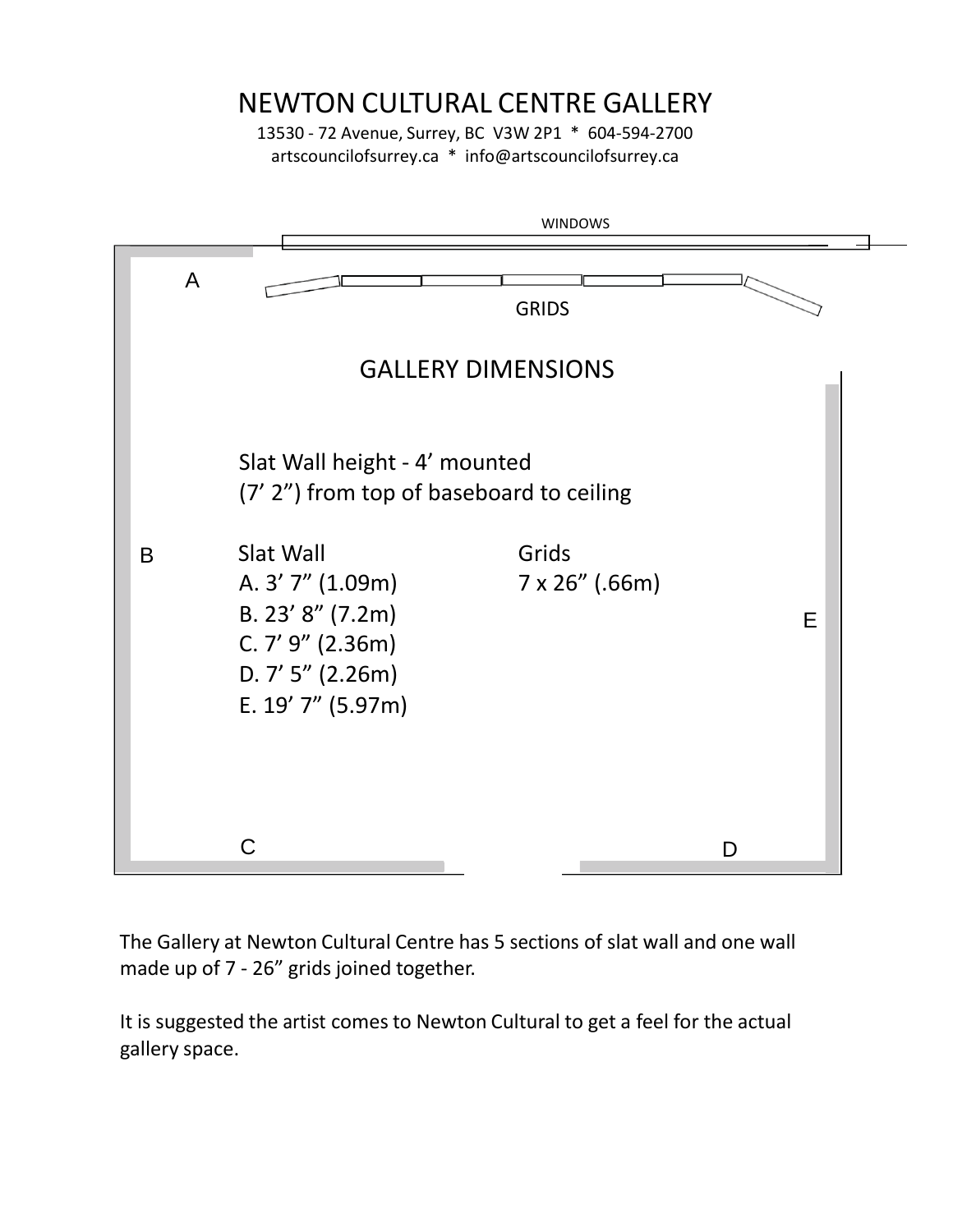# NEWTON CULTURAL CENTRE GALLERY

13530 - 72 Avenue, Surrey, BC V3W 2P1 * 604-594-2700
artscouncilofsurrey.ca * info@artscouncilofsurrey.ca

WINDOWS

A

GRIDS

## GALLERY DIMENSIONS

Slat Wall height - 4’ mounted
(7’ 2”) from top of baseboard to ceiling

B

| Slat Wall | Grids |
|---|---|
| A. 3’ 7” (1.09m) | 7 x 26” (.66m) |
| B. 23’ 8” (7.2m) | |
| C. 7’ 9” (2.36m) | |
| D. 7’ 5” (2.26m) | |
| E. 19’ 7” (5.97m) | |

E

C

D

The Gallery at Newton Cultural Centre has 5 sections of slat wall and one wall made up of 7 - 26” grids joined together.

It is suggested the artist comes to Newton Cultural to get a feel for the actual gallery space.